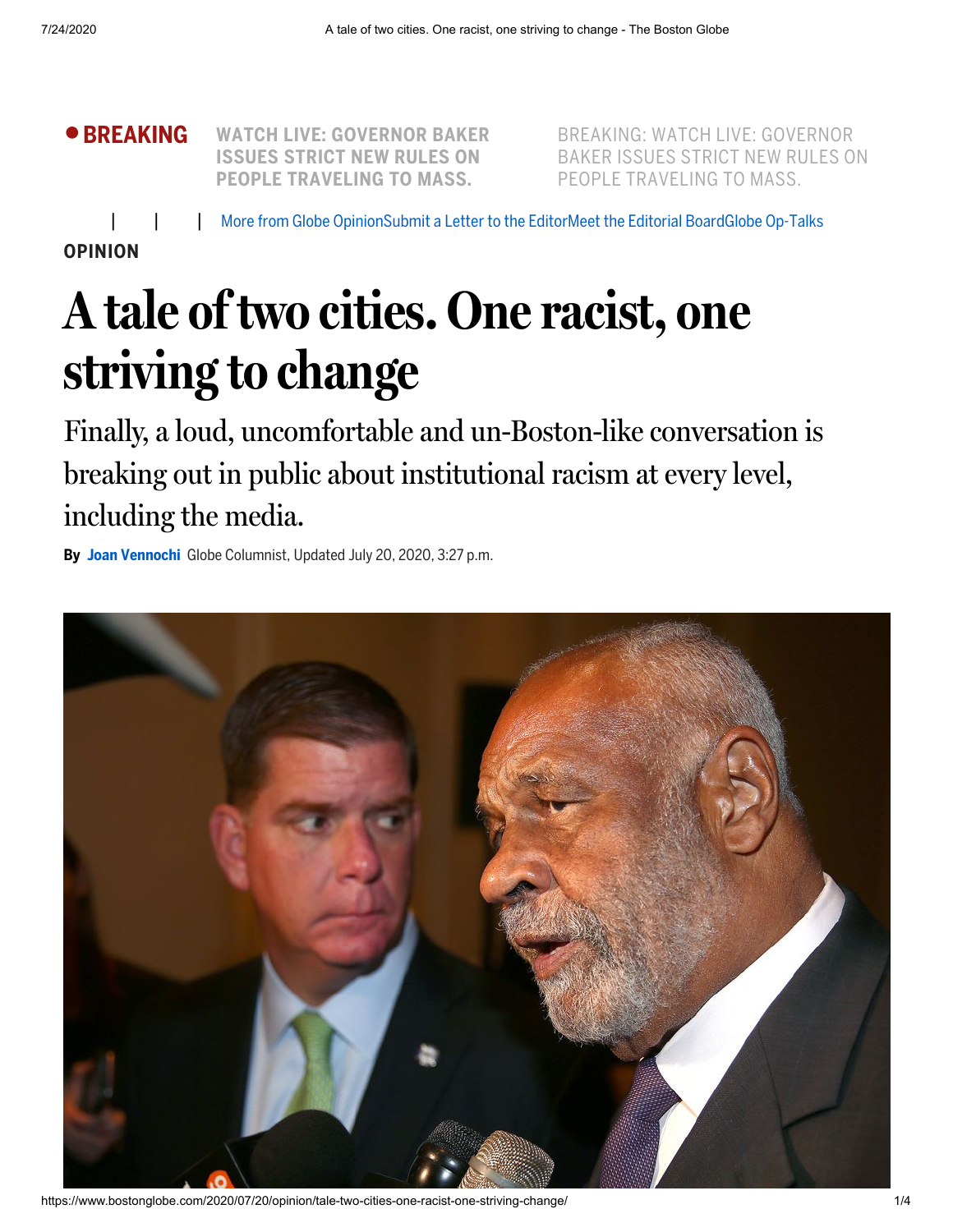**BREAKING** WATCH LIVE: GOVERNOR BAKER ISSUES STRICT NEW RULES ON PEOPLE TRAVELING TO MASS.

More from Globe Opinion | Submit a Letter to the Editor | Meet the Editorial Board | Globe Op-Talks

**OPINION**

# A tale of two cities. One racist, one striving to change

## Finally, a loud, uncomfortable and un-Boston-like conversation is breaking out in public about institutional racism at every level, including the media.

**By Joan Vennochi** Globe Columnist, Updated July 20, 2020, 3:27 p.m.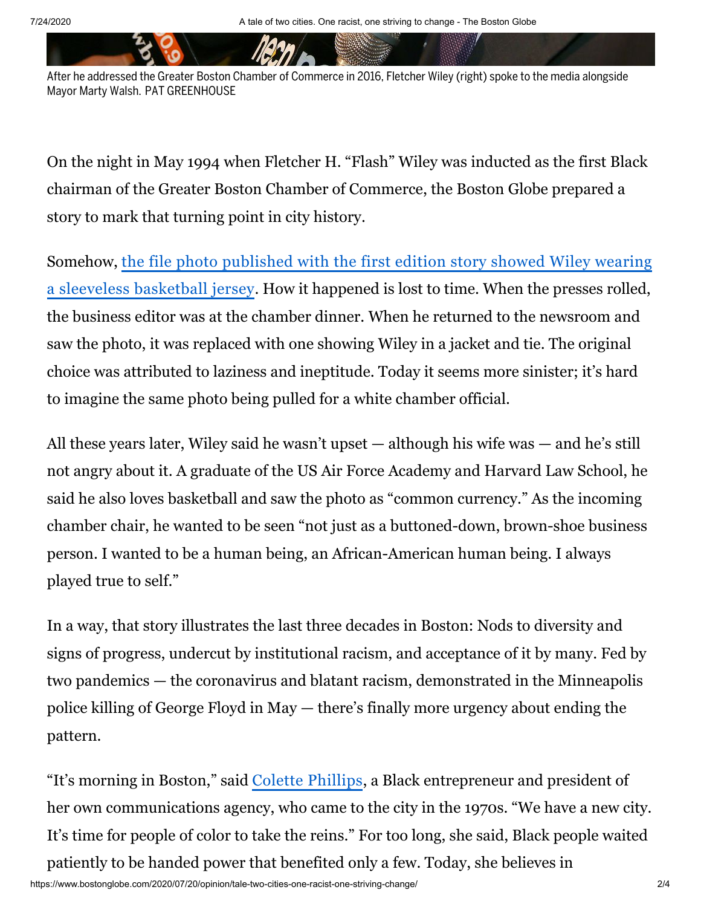After he addressed the Greater Boston Chamber of Commerce in 2016, Fletcher Wiley (right) spoke to the media alongside Mayor Marty Walsh. PAT GREENHOUSE

On the night in May 1994 when Fletcher H. "Flash" Wiley was inducted as the first Black chairman of the Greater Boston Chamber of Commerce, the Boston Globe prepared a story to mark that turning point in city history.

Somehow, the file photo published with the first edition story showed Wiley wearing a sleeveless basketball jersey. How it happened is lost to time. When the presses rolled, the business editor was at the chamber dinner. When he returned to the newsroom and saw the photo, it was replaced with one showing Wiley in a jacket and tie. The original choice was attributed to laziness and ineptitude. Today it seems more sinister; it's hard to imagine the same photo being pulled for a white chamber official.

All these years later, Wiley said he wasn't upset — although his wife was — and he's still not angry about it. A graduate of the US Air Force Academy and Harvard Law School, he said he also loves basketball and saw the photo as "common currency." As the incoming chamber chair, he wanted to be seen "not just as a buttoned-down, brown-shoe business person. I wanted to be a human being, an African-American human being. I always played true to self."

In a way, that story illustrates the last three decades in Boston: Nods to diversity and signs of progress, undercut by institutional racism, and acceptance of it by many. Fed by two pandemics — the coronavirus and blatant racism, demonstrated in the Minneapolis police killing of George Floyd in May — there's finally more urgency about ending the pattern.

"It's morning in Boston," said Colette Phillips, a Black entrepreneur and president of her own communications agency, who came to the city in the 1970s. "We have a new city. It's time for people of color to take the reins." For too long, she said, Black people waited patiently to be handed power that benefited only a few. Today, she believes in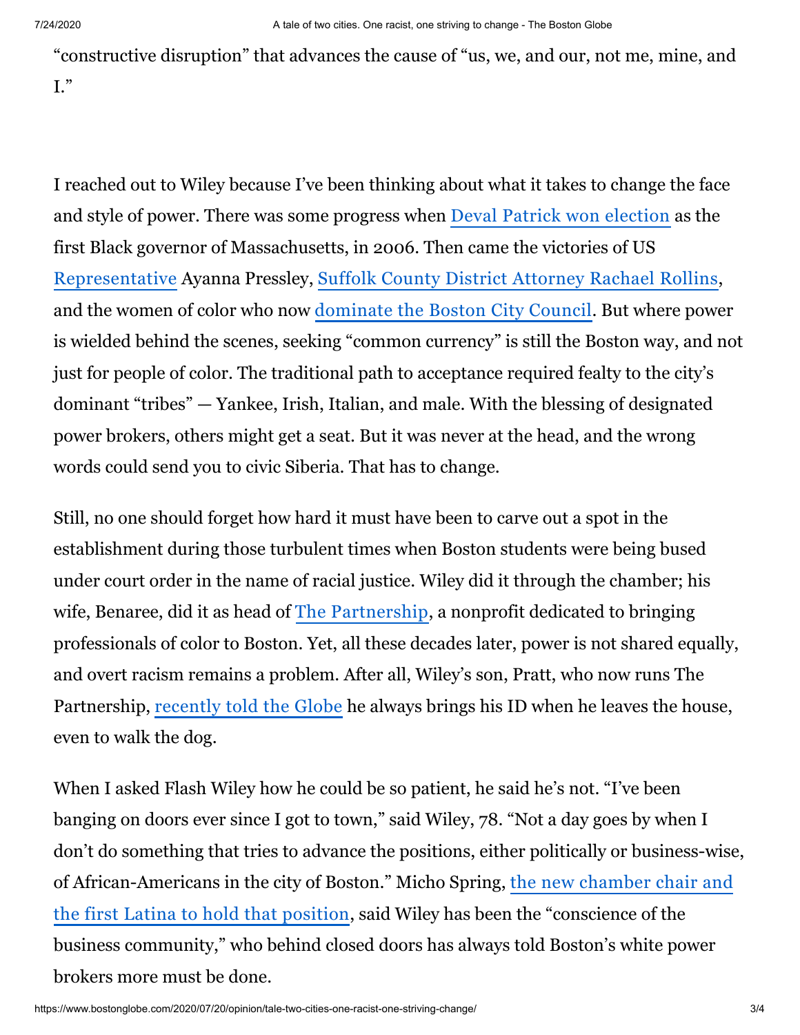"constructive disruption" that advances the cause of "us, we, and our, not me, mine, and I."

I reached out to Wiley because I've been thinking about what it takes to change the face and style of power. There was some progress when Deval Patrick won election as the first Black governor of Massachusetts, in 2006. Then came the victories of US Representative Ayanna Pressley, Suffolk County District Attorney Rachael Rollins, and the women of color who now dominate the Boston City Council. But where power is wielded behind the scenes, seeking "common currency" is still the Boston way, and not just for people of color. The traditional path to acceptance required fealty to the city's dominant "tribes" — Yankee, Irish, Italian, and male. With the blessing of designated power brokers, others might get a seat. But it was never at the head, and the wrong words could send you to civic Siberia. That has to change.

Still, no one should forget how hard it must have been to carve out a spot in the establishment during those turbulent times when Boston students were being bused under court order in the name of racial justice. Wiley did it through the chamber; his wife, Benaree, did it as head of The Partnership, a nonprofit dedicated to bringing professionals of color to Boston. Yet, all these decades later, power is not shared equally, and overt racism remains a problem. After all, Wiley's son, Pratt, who now runs The Partnership, recently told the Globe he always brings his ID when he leaves the house, even to walk the dog.

When I asked Flash Wiley how he could be so patient, he said he's not. "I've been banging on doors ever since I got to town," said Wiley, 78. "Not a day goes by when I don't do something that tries to advance the positions, either politically or business-wise, of African-Americans in the city of Boston." Micho Spring, the new chamber chair and the first Latina to hold that position, said Wiley has been the "conscience of the business community," who behind closed doors has always told Boston's white power brokers more must be done.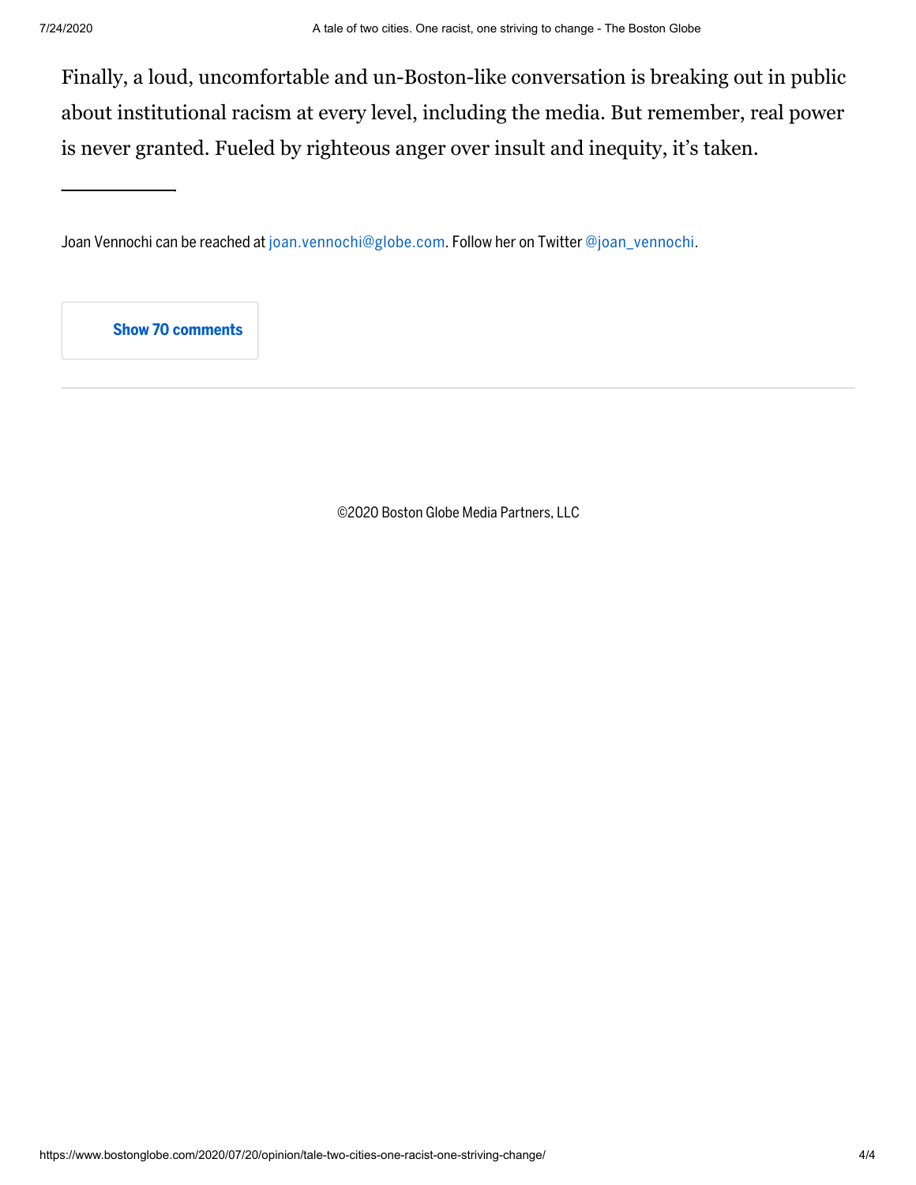Finally, a loud, uncomfortable and un-Boston-like conversation is breaking out in public about institutional racism at every level, including the media. But remember, real power is never granted. Fueled by righteous anger over insult and inequity, it's taken.

---

Joan Vennochi can be reached at joan.vennochi@globe.com. Follow her on Twitter @joan_vennochi.

Show 70 comments

©2020 Boston Globe Media Partners, LLC